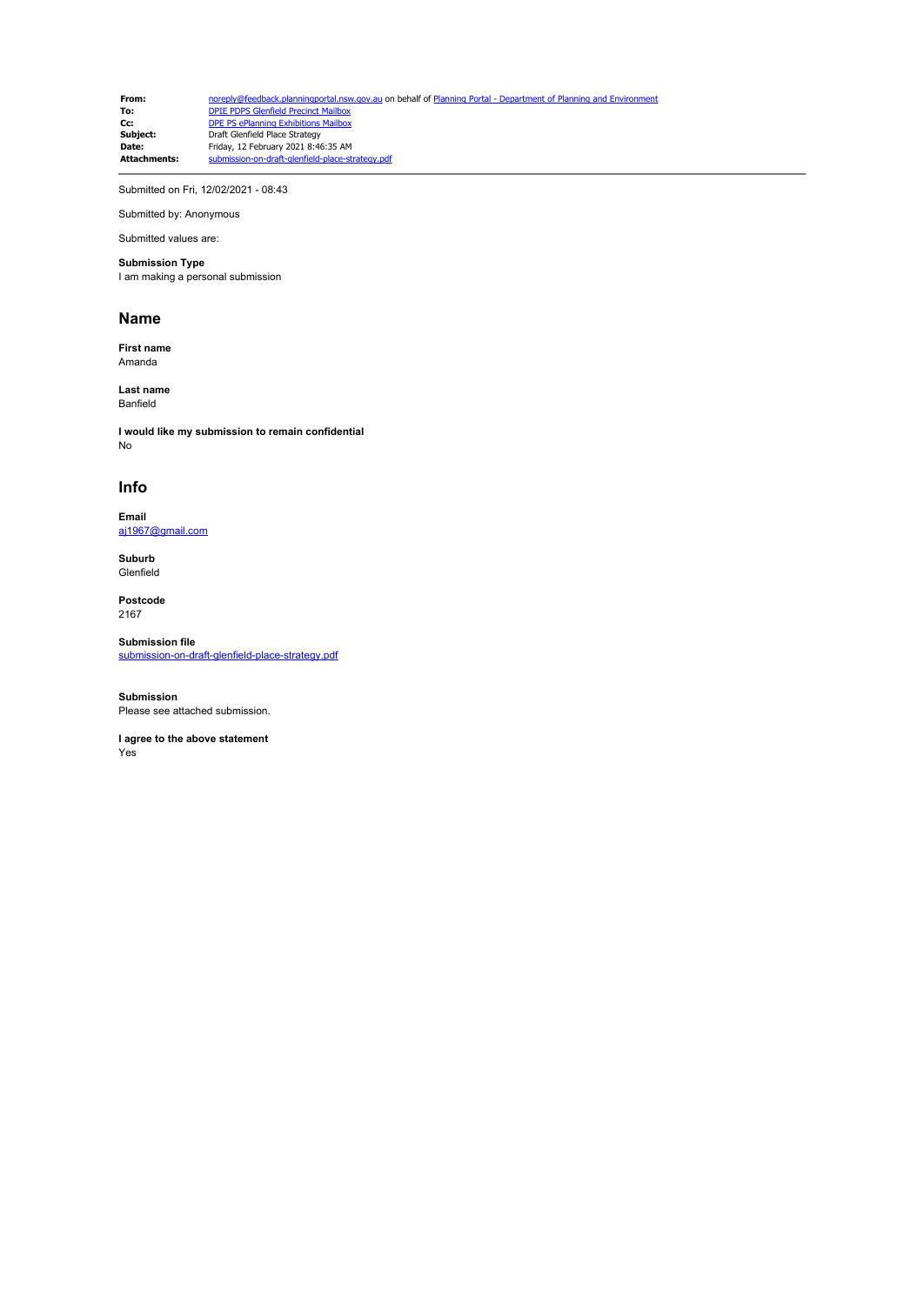| | |
|---|---|
| **From:** | noreply@feedback.planningportal.nsw.gov.au on behalf of Planning Portal - Department of Planning and Environment |
| **To:** | DPIE PDPS Glenfield Precinct Mailbox |
| **Cc:** | DPE PS ePlanning Exhibitions Mailbox |
| **Subject:** | Draft Glenfield Place Strategy |
| **Date:** | Friday, 12 February 2021 8:46:35 AM |
| **Attachments:** | submission-on-draft-glenfield-place-strategy.pdf |

Submitted on Fri, 12/02/2021 - 08:43

Submitted by: Anonymous

Submitted values are:

**Submission Type**
I am making a personal submission

## Name

**First name**
Amanda

**Last name**
Banfield

**I would like my submission to remain confidential**
No

## Info

**Email**
aj1967@gmail.com

**Suburb**
Glenfield

**Postcode**
2167

**Submission file**
submission-on-draft-glenfield-place-strategy.pdf

**Submission**
Please see attached submission.

**I agree to the above statement**
Yes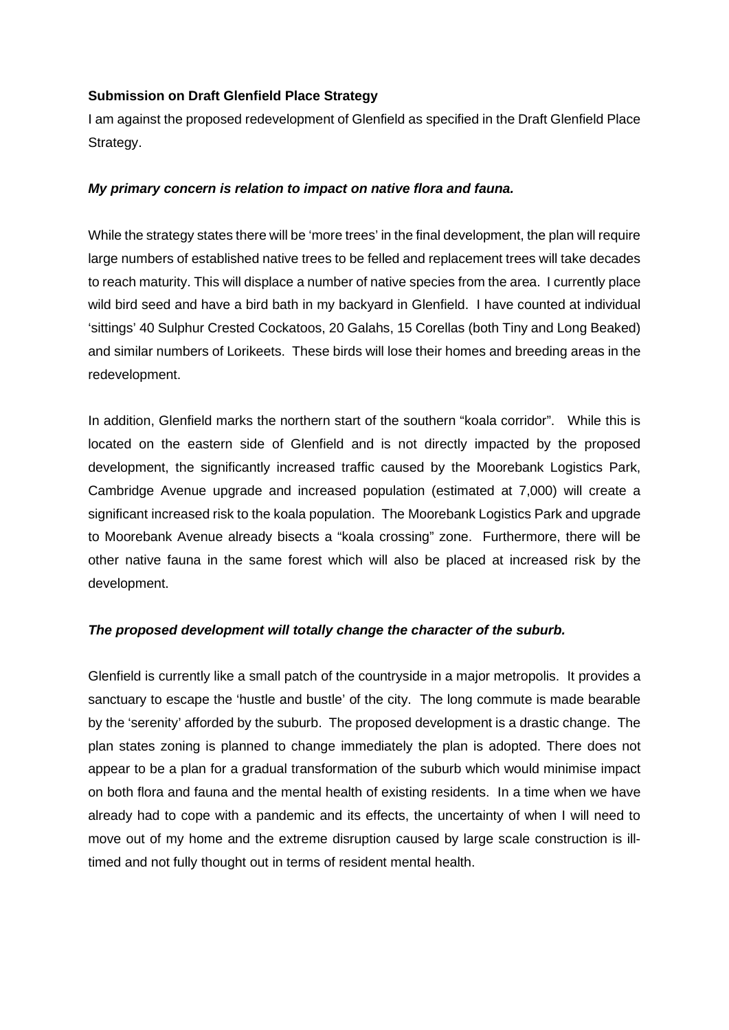**Submission on Draft Glenfield Place Strategy**

I am against the proposed redevelopment of Glenfield as specified in the Draft Glenfield Place Strategy.

***My primary concern is relation to impact on native flora and fauna.***

While the strategy states there will be 'more trees' in the final development, the plan will require large numbers of established native trees to be felled and replacement trees will take decades to reach maturity. This will displace a number of native species from the area. I currently place wild bird seed and have a bird bath in my backyard in Glenfield. I have counted at individual 'sittings' 40 Sulphur Crested Cockatoos, 20 Galahs, 15 Corellas (both Tiny and Long Beaked) and similar numbers of Lorikeets. These birds will lose their homes and breeding areas in the redevelopment.

In addition, Glenfield marks the northern start of the southern "koala corridor". While this is located on the eastern side of Glenfield and is not directly impacted by the proposed development, the significantly increased traffic caused by the Moorebank Logistics Park, Cambridge Avenue upgrade and increased population (estimated at 7,000) will create a significant increased risk to the koala population. The Moorebank Logistics Park and upgrade to Moorebank Avenue already bisects a "koala crossing" zone. Furthermore, there will be other native fauna in the same forest which will also be placed at increased risk by the development.

***The proposed development will totally change the character of the suburb.***

Glenfield is currently like a small patch of the countryside in a major metropolis. It provides a sanctuary to escape the 'hustle and bustle' of the city. The long commute is made bearable by the 'serenity' afforded by the suburb. The proposed development is a drastic change. The plan states zoning is planned to change immediately the plan is adopted. There does not appear to be a plan for a gradual transformation of the suburb which would minimise impact on both flora and fauna and the mental health of existing residents. In a time when we have already had to cope with a pandemic and its effects, the uncertainty of when I will need to move out of my home and the extreme disruption caused by large scale construction is ill-timed and not fully thought out in terms of resident mental health.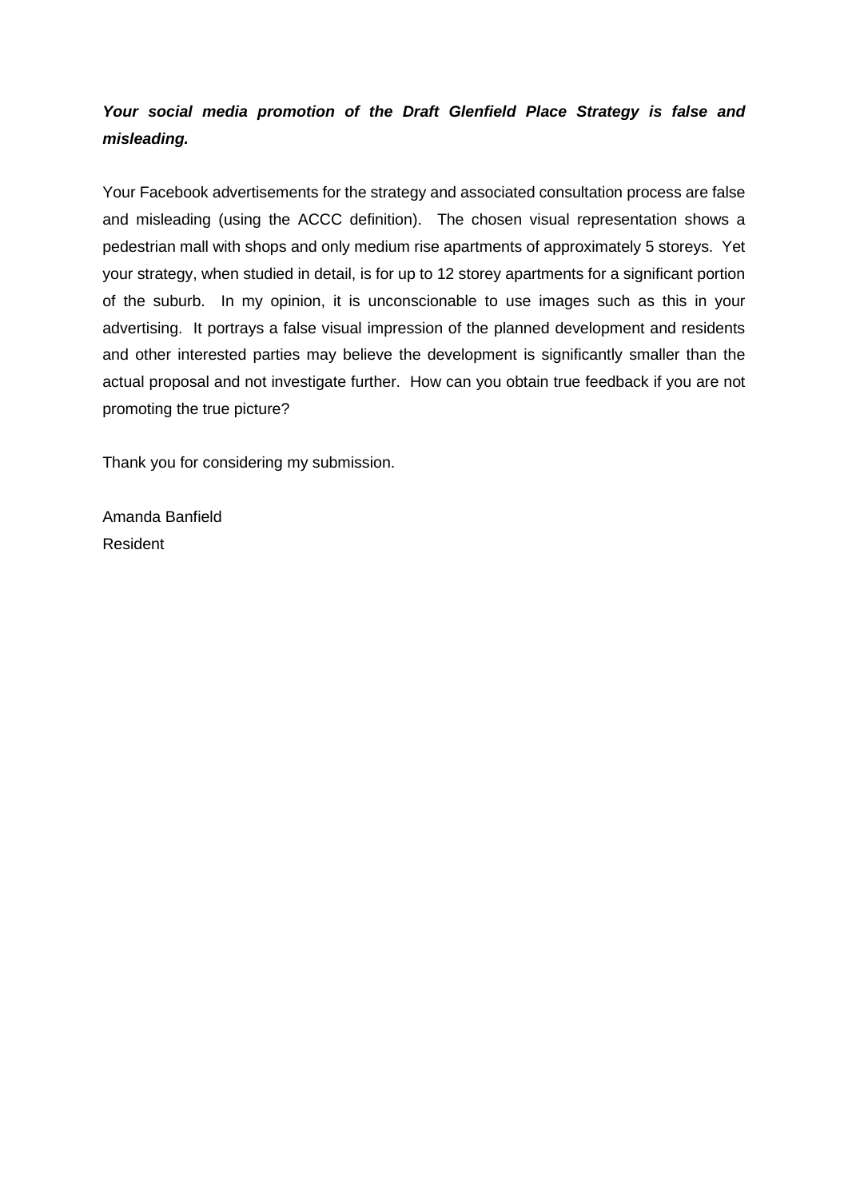***Your social media promotion of the Draft Glenfield Place Strategy is false and misleading.***

Your Facebook advertisements for the strategy and associated consultation process are false and misleading (using the ACCC definition). The chosen visual representation shows a pedestrian mall with shops and only medium rise apartments of approximately 5 storeys. Yet your strategy, when studied in detail, is for up to 12 storey apartments for a significant portion of the suburb. In my opinion, it is unconscionable to use images such as this in your advertising. It portrays a false visual impression of the planned development and residents and other interested parties may believe the development is significantly smaller than the actual proposal and not investigate further. How can you obtain true feedback if you are not promoting the true picture?

Thank you for considering my submission.

Amanda Banfield
Resident